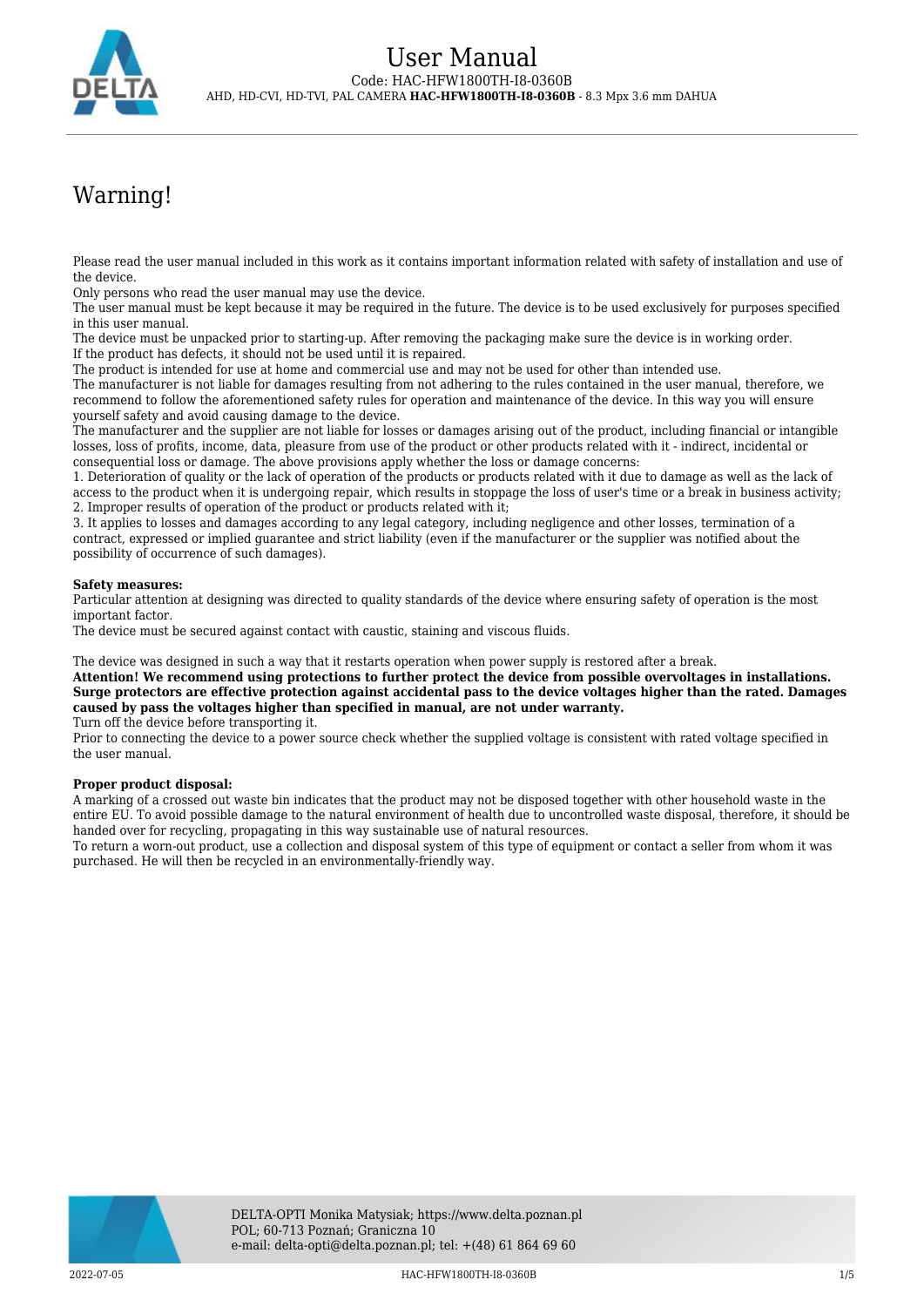# User Manual

Code: HAC-HFW1800TH-I8-0360B

AHD, HD-CVI, HD-TVI, PAL CAMERA **HAC-HFW1800TH-I8-0360B** - 8.3 Mpx 3.6 mm DAHUA

## Warning!

Please read the user manual included in this work as it contains important information related with safety of installation and use of the device.
Only persons who read the user manual may use the device.
The user manual must be kept because it may be required in the future. The device is to be used exclusively for purposes specified in this user manual.
The device must be unpacked prior to starting-up. After removing the packaging make sure the device is in working order.
If the product has defects, it should not be used until it is repaired.
The product is intended for use at home and commercial use and may not be used for other than intended use.
The manufacturer is not liable for damages resulting from not adhering to the rules contained in the user manual, therefore, we recommend to follow the aforementioned safety rules for operation and maintenance of the device. In this way you will ensure yourself safety and avoid causing damage to the device.
The manufacturer and the supplier are not liable for losses or damages arising out of the product, including financial or intangible losses, loss of profits, income, data, pleasure from use of the product or other products related with it - indirect, incidental or consequential loss or damage. The above provisions apply whether the loss or damage concerns:
1. Deterioration of quality or the lack of operation of the products or products related with it due to damage as well as the lack of access to the product when it is undergoing repair, which results in stoppage the loss of user's time or a break in business activity;
2. Improper results of operation of the product or products related with it;
3. It applies to losses and damages according to any legal category, including negligence and other losses, termination of a contract, expressed or implied guarantee and strict liability (even if the manufacturer or the supplier was notified about the possibility of occurrence of such damages).

**Safety measures:**
Particular attention at designing was directed to quality standards of the device where ensuring safety of operation is the most important factor.
The device must be secured against contact with caustic, staining and viscous fluids.

The device was designed in such a way that it restarts operation when power supply is restored after a break.
**Attention! We recommend using protections to further protect the device from possible overvoltages in installations. Surge protectors are effective protection against accidental pass to the device voltages higher than the rated. Damages caused by pass the voltages higher than specified in manual, are not under warranty.**
Turn off the device before transporting it.
Prior to connecting the device to a power source check whether the supplied voltage is consistent with rated voltage specified in the user manual.

**Proper product disposal:**
A marking of a crossed out waste bin indicates that the product may not be disposed together with other household waste in the entire EU. To avoid possible damage to the natural environment of health due to uncontrolled waste disposal, therefore, it should be handed over for recycling, propagating in this way sustainable use of natural resources.
To return a worn-out product, use a collection and disposal system of this type of equipment or contact a seller from whom it was purchased. He will then be recycled in an environmentally-friendly way.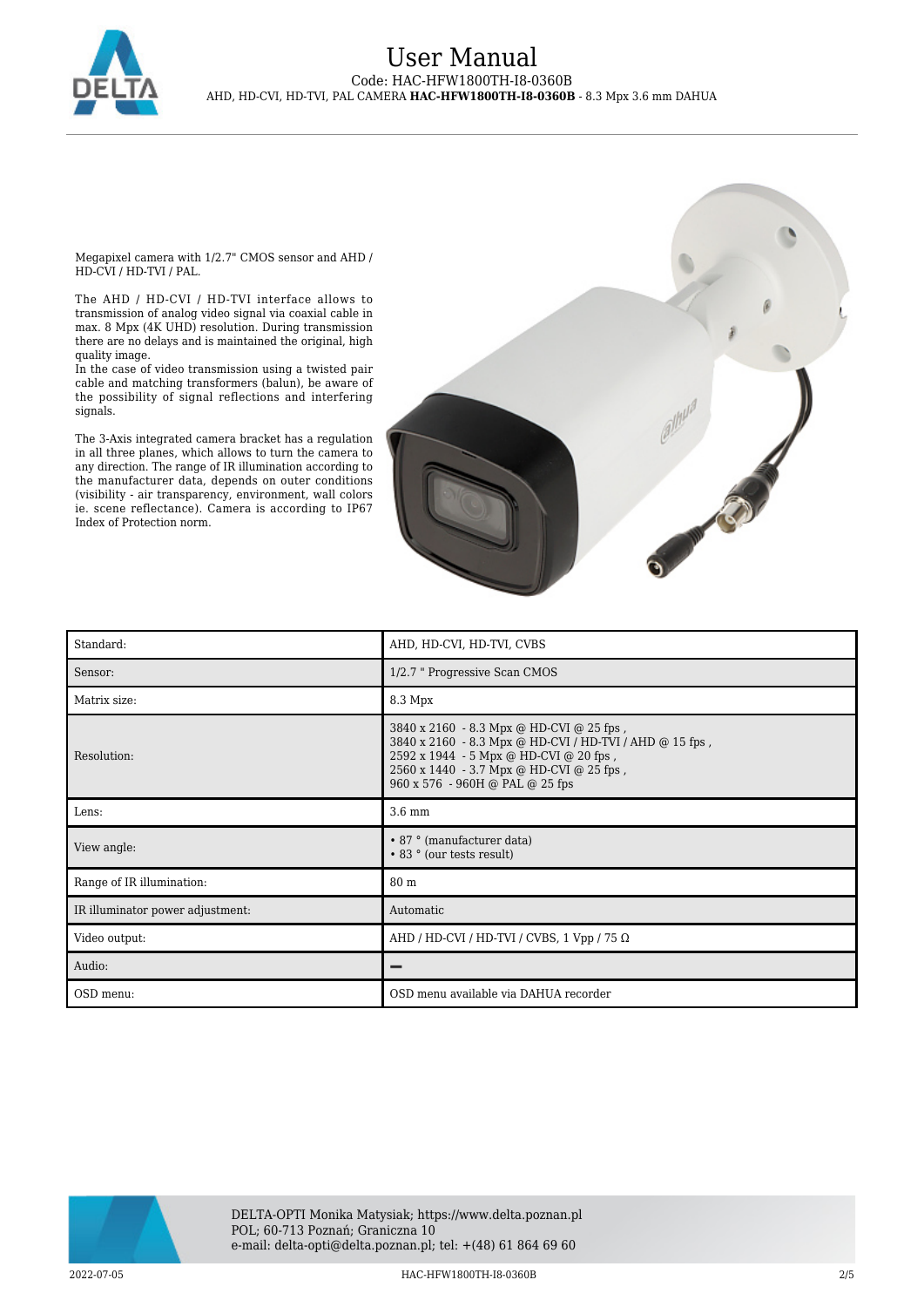Megapixel camera with 1/2.7" CMOS sensor and AHD / HD-CVI / HD-TVI / PAL.

The AHD / HD-CVI / HD-TVI interface allows to transmission of analog video signal via coaxial cable in max. 8 Mpx (4K UHD) resolution. During transmission there are no delays and is maintained the original, high quality image.
In the case of video transmission using a twisted pair cable and matching transformers (balun), be aware of the possibility of signal reflections and interfering signals.

The 3-Axis integrated camera bracket has a regulation in all three planes, which allows to turn the camera to any direction. The range of IR illumination according to the manufacturer data, depends on outer conditions (visibility - air transparency, environment, wall colors ie. scene reflectance). Camera is according to IP67 Index of Protection norm.

| | |
|---|---|
| Standard: | AHD, HD-CVI, HD-TVI, CVBS |
| Sensor: | 1/2.7 " Progressive Scan CMOS |
| Matrix size: | 8.3 Mpx |
| Resolution: | 3840 x 2160 - 8.3 Mpx @ HD-CVI @ 25 fps ,<br>3840 x 2160 - 8.3 Mpx @ HD-CVI / HD-TVI / AHD @ 15 fps ,<br>2592 x 1944 - 5 Mpx @ HD-CVI @ 20 fps ,<br>2560 x 1440 - 3.7 Mpx @ HD-CVI @ 25 fps ,<br>960 x 576 - 960H @ PAL @ 25 fps |
| Lens: | 3.6 mm |
| View angle: | • 87 ° (manufacturer data)<br>• 83 ° (our tests result) |
| Range of IR illumination: | 80 m |
| IR illuminator power adjustment: | Automatic |
| Video output: | AHD / HD-CVI / HD-TVI / CVBS, 1 Vpp / 75 Ω |
| Audio: | – |
| OSD menu: | OSD menu available via DAHUA recorder |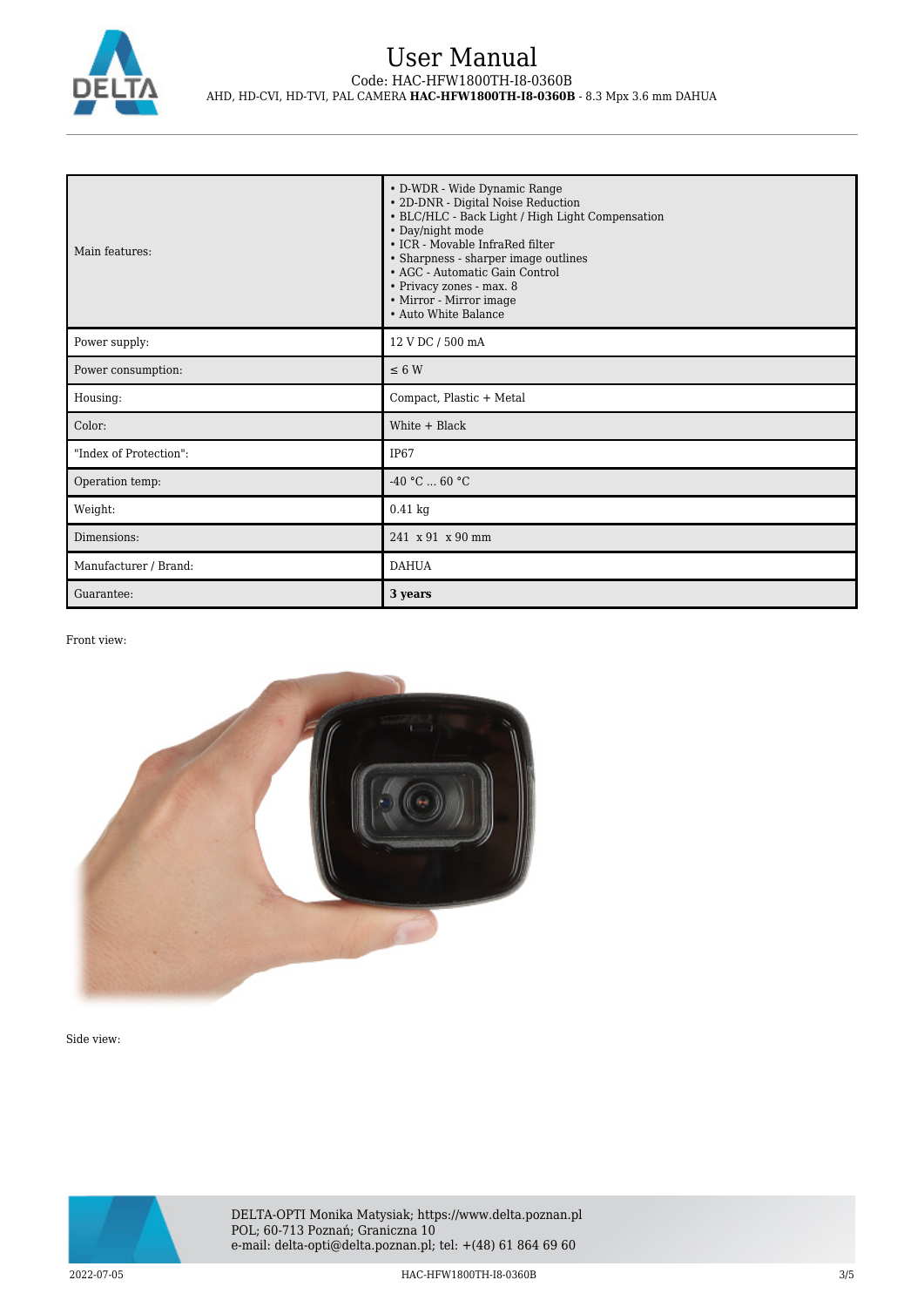| Main features: | • D-WDR - Wide Dynamic Range<br>• 2D-DNR - Digital Noise Reduction<br>• BLC/HLC - Back Light / High Light Compensation<br>• Day/night mode<br>• ICR - Movable InfraRed filter<br>• Sharpness - sharper image outlines<br>• AGC - Automatic Gain Control<br>• Privacy zones - max. 8<br>• Mirror - Mirror image<br>• Auto White Balance |
|---|---|
| Power supply: | 12 V DC / 500 mA |
| Power consumption: | ≤ 6 W |
| Housing: | Compact, Plastic + Metal |
| Color: | White + Black |
| "Index of Protection": | IP67 |
| Operation temp: | -40 °C ... 60 °C |
| Weight: | 0.41 kg |
| Dimensions: | 241 x 91 x 90 mm |
| Manufacturer / Brand: | DAHUA |
| Guarantee: | **3 years** |

Front view:

Side view: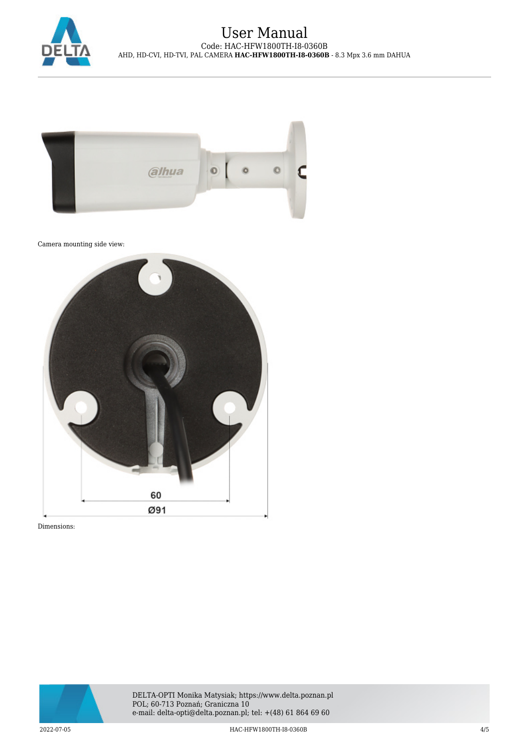Camera mounting side view:

60

Ø91

Dimensions: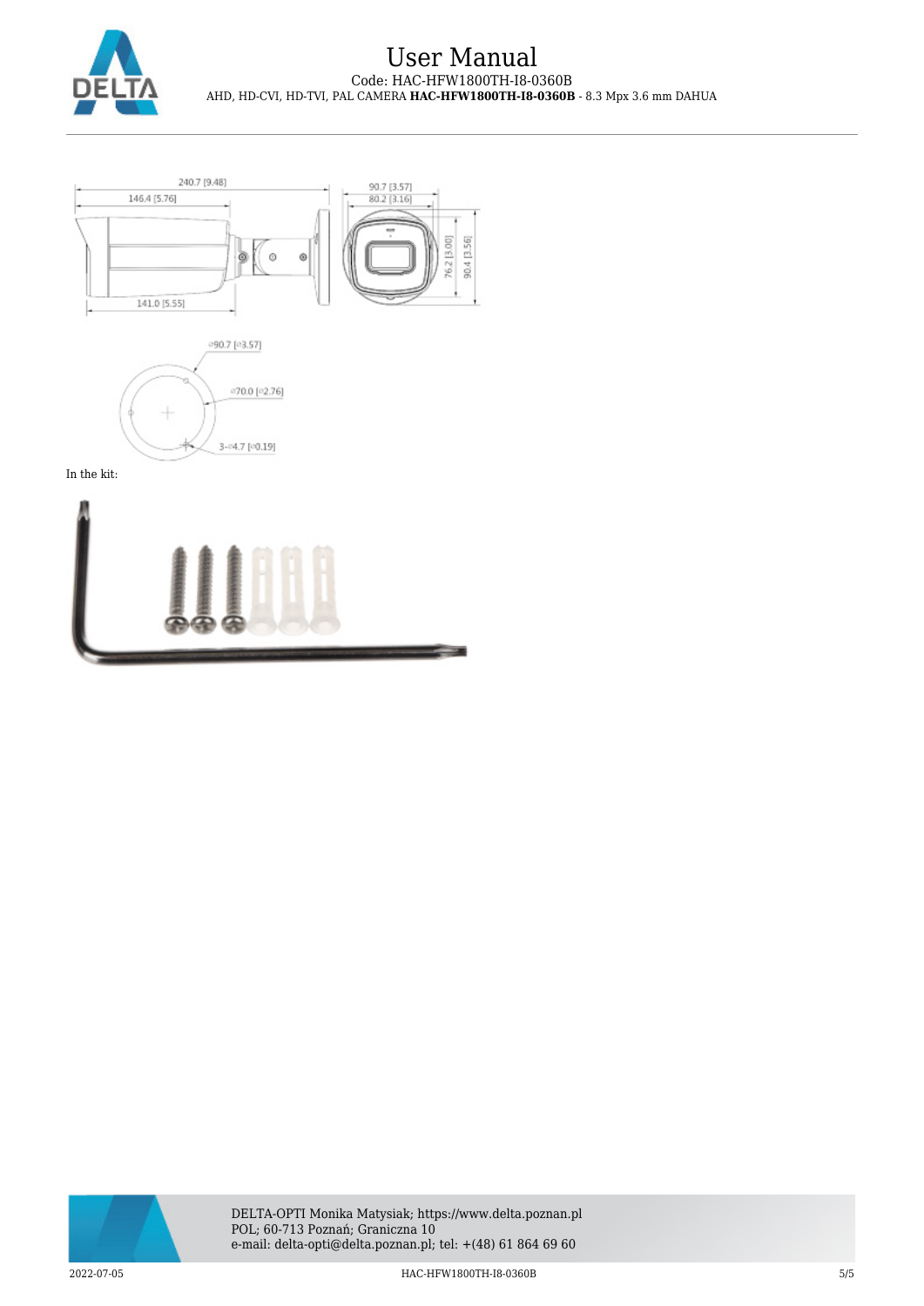240.7 [9.48]

146.4 [5.76]

141.0 [5.55]

90.7 [3.57]

80.2 [3.16]

76.2 [3.00]

90.4 [3.56]

⌀90.7 [⌀3.57]

⌀70.0 [⌀2.76]

3-⌀4.7 [⌀0.19]

In the kit: